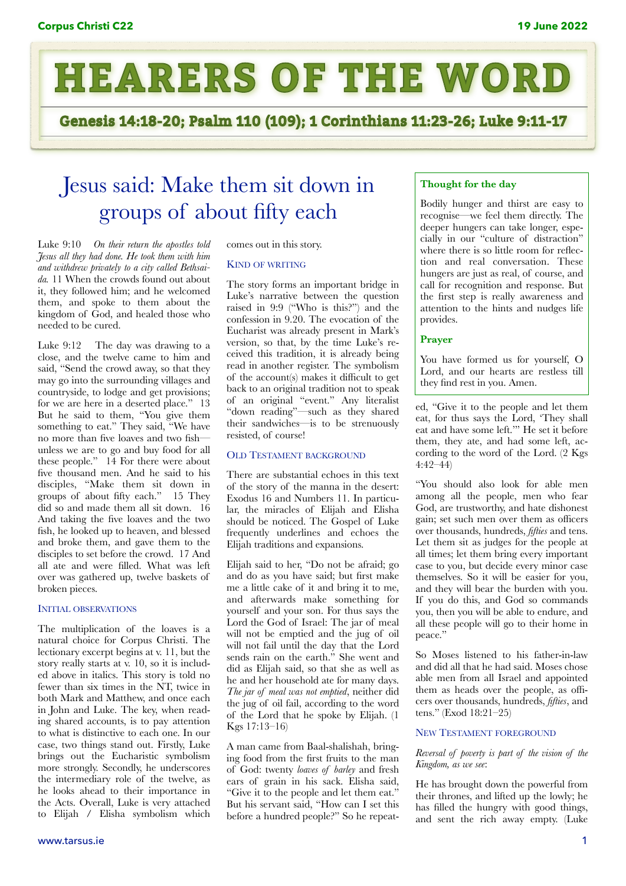# HEARERS OF THE WORD

**Genesis 14:18-20; Psalm 110 (109); 1 Corinthians 11:23-26; Luke 9:11-17**

## Jesus said: Make them sit down in groups of about fifty each

Luke 9:10 *On their return the apostles told Jesus all they had done. He took them with him and withdrew privately to a city called Bethsaida.* 11 When the crowds found out about it, they followed him; and he welcomed them, and spoke to them about the kingdom of God, and healed those who needed to be cured.

Luke 9:12 The day was drawing to a close, and the twelve came to him and said, "Send the crowd away, so that they may go into the surrounding villages and countryside, to lodge and get provisions; for we are here in a deserted place." 13 But he said to them, "You give them something to eat." They said, "We have no more than five loaves and two fish—unless we are to go and buy food for all these people." 14 For there were about five thousand men. And he said to his disciples, "Make them sit down in groups of about fifty each." 15 They did so and made them all sit down. 16 And taking the five loaves and the two fish, he looked up to heaven, and blessed and broke them, and gave them to the disciples to set before the crowd. 17 And all ate and were filled. What was left over was gathered up, twelve baskets of broken pieces.

### Initial observations

The multiplication of the loaves is a natural choice for Corpus Christi. The lectionary excerpt begins at v. 11, but the story really starts at v. 10, so it is included above in italics. This story is told no fewer than six times in the NT, twice in both Mark and Matthew, and once each in John and Luke. The key, when reading shared accounts, is to pay attention to what is distinctive to each one. In our case, two things stand out. Firstly, Luke brings out the Eucharistic symbolism more strongly. Secondly, he underscores the intermediary role of the twelve, as he looks ahead to their importance in the Acts. Overall, Luke is very attached to Elijah / Elisha symbolism which comes out in this story.

### Kind of writing

The story forms an important bridge in Luke's narrative between the question raised in 9:9 ("Who is this?") and the confession in 9.20. The evocation of the Eucharist was already present in Mark's version, so that, by the time Luke's received this tradition, it is already being read in another register. The symbolism of the account(s) makes it difficult to get back to an original tradition not to speak of an original "event." Any literalist "down reading"—such as they shared their sandwiches—is to be strenuously resisted, of course!

### Old Testament background

There are substantial echoes in this text of the story of the manna in the desert: Exodus 16 and Numbers 11. In particular, the miracles of Elijah and Elisha should be noticed. The Gospel of Luke frequently underlines and echoes the Elijah traditions and expansions.

Elijah said to her, "Do not be afraid; go and do as you have said; but first make me a little cake of it and bring it to me, and afterwards make something for yourself and your son. For thus says the Lord the God of Israel: The jar of meal will not be emptied and the jug of oil will not fail until the day that the Lord sends rain on the earth." She went and did as Elijah said, so that she as well as he and her household ate for many days. *The jar of meal was not emptied*, neither did the jug of oil fail, according to the word of the Lord that he spoke by Elijah. (1 Kgs 17:13–16)

A man came from Baal-shalishah, bringing food from the first fruits to the man of God: twenty *loaves of barley* and fresh ears of grain in his sack. Elisha said, "Give it to the people and let them eat." But his servant said, "How can I set this before a hundred people?" So he repeated, "Give it to the people and let them eat, for thus says the Lord, 'They shall eat and have some left.'" He set it before them, they ate, and had some left, according to the word of the Lord. (2 Kgs 4:42–44)

"You should also look for able men among all the people, men who fear God, are trustworthy, and hate dishonest gain; set such men over them as officers over thousands, hundreds, *fifties* and tens. Let them sit as judges for the people at all times; let them bring every important case to you, but decide every minor case themselves. So it will be easier for you, and they will bear the burden with you. If you do this, and God so commands you, then you will be able to endure, and all these people will go to their home in peace."

So Moses listened to his father-in-law and did all that he had said. Moses chose able men from all Israel and appointed them as heads over the people, as officers over thousands, hundreds, *fifties*, and tens." (Exod 18:21–25)

### New Testament foreground

*Reversal of poverty is part of the vision of the Kingdom, as we see*:

He has brought down the powerful from their thrones, and lifted up the lowly; he has filled the hungry with good things, and sent the rich away empty. (Luke

---

**Thought for the day**

Bodily hunger and thirst are easy to recognise—we feel them directly. The deeper hungers can take longer, especially in our "culture of distraction" where there is so little room for reflection and real conversation. These hungers are just as real, of course, and call for recognition and response. But the first step is really awareness and attention to the hints and nudges life provides.

**Prayer**

You have formed us for yourself, O Lord, and our hearts are restless till they find rest in you. Amen.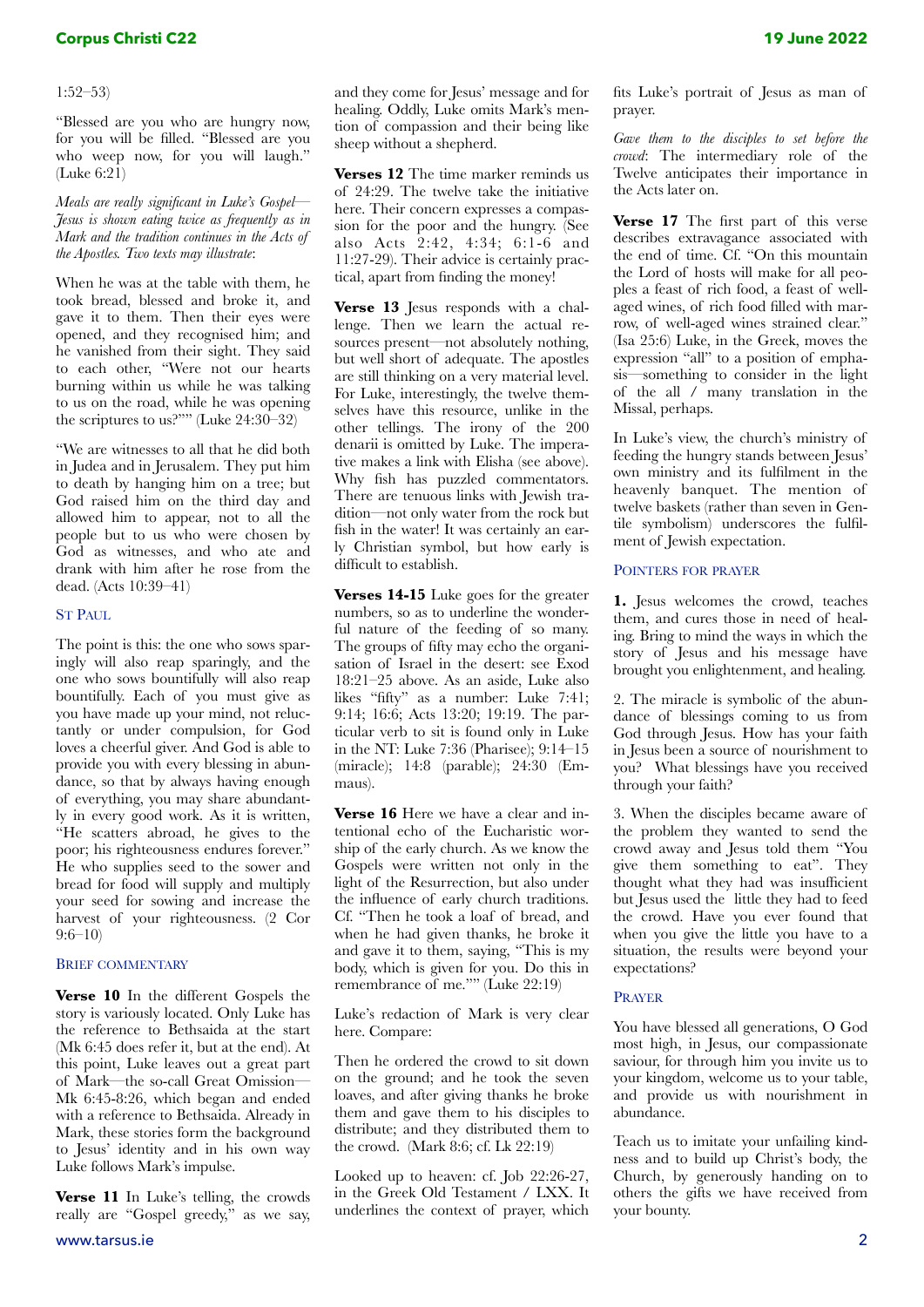1:52–53)

"Blessed are you who are hungry now, for you will be filled. "Blessed are you who weep now, for you will laugh." (Luke 6:21)

*Meals are really significant in Luke's Gospel—Jesus is shown eating twice as frequently as in Mark and the tradition continues in the Acts of the Apostles. Two texts may illustrate*:

When he was at the table with them, he took bread, blessed and broke it, and gave it to them. Then their eyes were opened, and they recognised him; and he vanished from their sight. They said to each other, "Were not our hearts burning within us while he was talking to us on the road, while he was opening the scriptures to us?"" (Luke 24:30–32)

"We are witnesses to all that he did both in Judea and in Jerusalem. They put him to death by hanging him on a tree; but God raised him on the third day and allowed him to appear, not to all the people but to us who were chosen by God as witnesses, and who ate and drank with him after he rose from the dead. (Acts 10:39–41)

## St Paul

The point is this: the one who sows sparingly will also reap sparingly, and the one who sows bountifully will also reap bountifully. Each of you must give as you have made up your mind, not reluctantly or under compulsion, for God loves a cheerful giver. And God is able to provide you with every blessing in abundance, so that by always having enough of everything, you may share abundantly in every good work. As it is written, "He scatters abroad, he gives to the poor; his righteousness endures forever." He who supplies seed to the sower and bread for food will supply and multiply your seed for sowing and increase the harvest of your righteousness. (2 Cor 9:6–10)

## Brief commentary

**Verse 10** In the different Gospels the story is variously located. Only Luke has the reference to Bethsaida at the start (Mk 6:45 does refer it, but at the end). At this point, Luke leaves out a great part of Mark—the so-call Great Omission—Mk 6:45-8:26, which began and ended with a reference to Bethsaida. Already in Mark, these stories form the background to Jesus' identity and in his own way Luke follows Mark's impulse.

**Verse 11** In Luke's telling, the crowds really are "Gospel greedy," as we say, and they come for Jesus' message and for healing. Oddly, Luke omits Mark's mention of compassion and their being like sheep without a shepherd.

**Verses 12** The time marker reminds us of 24:29. The twelve take the initiative here. Their concern expresses a compassion for the poor and the hungry. (See also Acts 2:42, 4:34; 6:1-6 and 11:27-29). Their advice is certainly practical, apart from finding the money!

**Verse 13** Jesus responds with a challenge. Then we learn the actual resources present—not absolutely nothing, but well short of adequate. The apostles are still thinking on a very material level. For Luke, interestingly, the twelve themselves have this resource, unlike in the other tellings. The irony of the 200 denarii is omitted by Luke. The imperative makes a link with Elisha (see above). Why fish has puzzled commentators. There are tenuous links with Jewish tradition—not only water from the rock but fish in the water! It was certainly an early Christian symbol, but how early is difficult to establish.

**Verses 14-15** Luke goes for the greater numbers, so as to underline the wonderful nature of the feeding of so many. The groups of fifty may echo the organisation of Israel in the desert: see Exod 18:21–25 above. As an aside, Luke also likes "fifty" as a number: Luke 7:41; 9:14; 16:6; Acts 13:20; 19:19. The particular verb to sit is found only in Luke in the NT: Luke 7:36 (Pharisee); 9:14–15 (miracle); 14:8 (parable); 24:30 (Emmaus).

**Verse 16** Here we have a clear and intentional echo of the Eucharistic worship of the early church. As we know the Gospels were written not only in the light of the Resurrection, but also under the influence of early church traditions. Cf. "Then he took a loaf of bread, and when he had given thanks, he broke it and gave it to them, saying, "This is my body, which is given for you. Do this in remembrance of me."" (Luke 22:19)

Luke's redaction of Mark is very clear here. Compare:

Then he ordered the crowd to sit down on the ground; and he took the seven loaves, and after giving thanks he broke them and gave them to his disciples to distribute; and they distributed them to the crowd. (Mark 8:6; cf. Lk 22:19)

Looked up to heaven: cf. Job 22:26-27, in the Greek Old Testament / LXX. It underlines the context of prayer, which fits Luke's portrait of Jesus as man of prayer.

*Gave them to the disciples to set before the crowd*: The intermediary role of the Twelve anticipates their importance in the Acts later on.

**Verse 17** The first part of this verse describes extravagance associated with the end of time. Cf. "On this mountain the Lord of hosts will make for all peoples a feast of rich food, a feast of well-aged wines, of rich food filled with marrow, of well-aged wines strained clear." (Isa 25:6) Luke, in the Greek, moves the expression "all" to a position of emphasis—something to consider in the light of the all / many translation in the Missal, perhaps.

In Luke's view, the church's ministry of feeding the hungry stands between Jesus' own ministry and its fulfilment in the heavenly banquet. The mention of twelve baskets (rather than seven in Gentile symbolism) underscores the fulfilment of Jewish expectation.

## Pointers for prayer

**1.** Jesus welcomes the crowd, teaches them, and cures those in need of healing. Bring to mind the ways in which the story of Jesus and his message have brought you enlightenment, and healing.

2. The miracle is symbolic of the abundance of blessings coming to us from God through Jesus. How has your faith in Jesus been a source of nourishment to you? What blessings have you received through your faith?

3. When the disciples became aware of the problem they wanted to send the crowd away and Jesus told them "You give them something to eat". They thought what they had was insufficient but Jesus used the little they had to feed the crowd. Have you ever found that when you give the little you have to a situation, the results were beyond your expectations?

## Prayer

You have blessed all generations, O God most high, in Jesus, our compassionate saviour, for through him you invite us to your kingdom, welcome us to your table, and provide us with nourishment in abundance.

Teach us to imitate your unfailing kindness and to build up Christ's body, the Church, by generously handing on to others the gifts we have received from your bounty.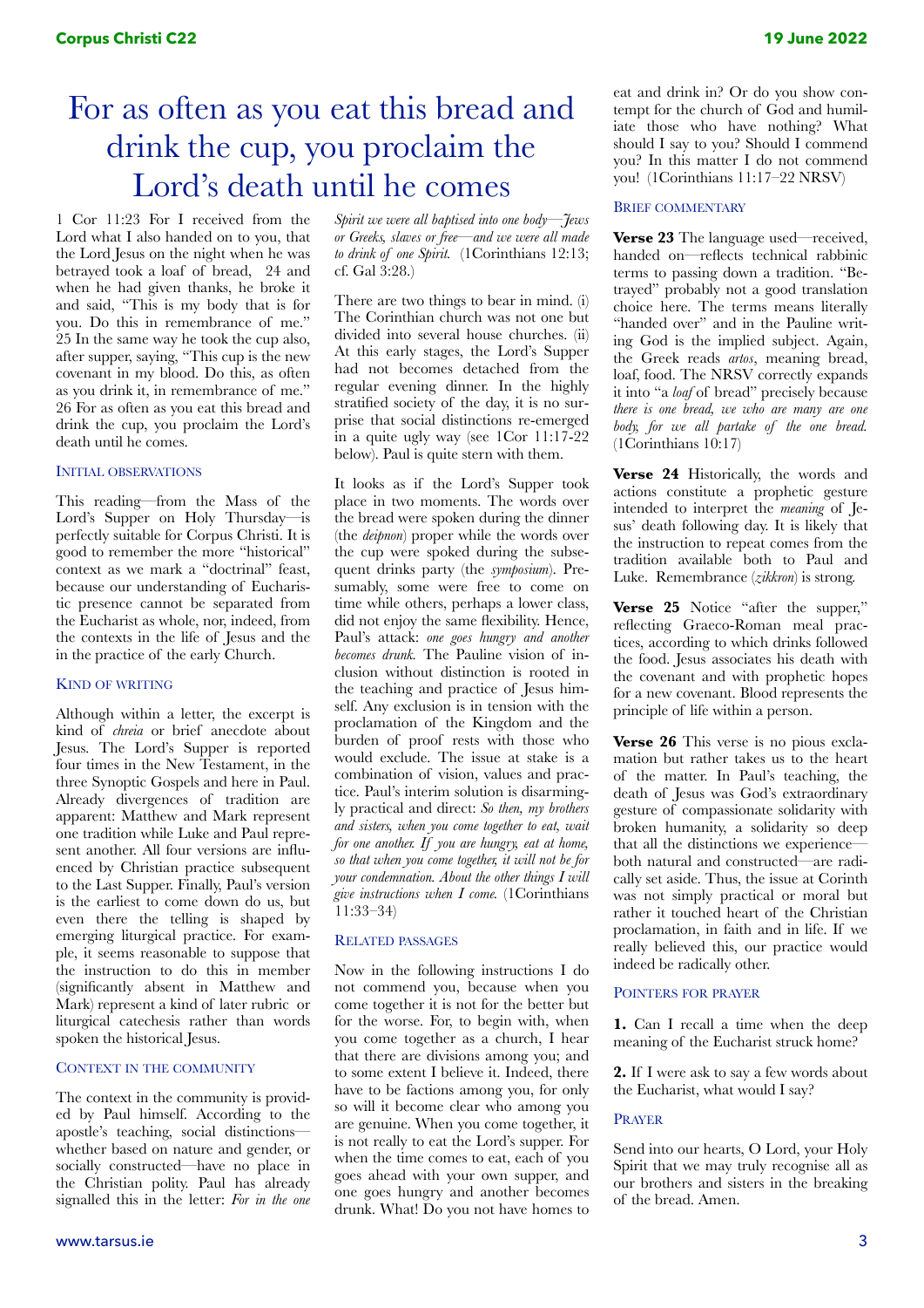# For as often as you eat this bread and drink the cup, you proclaim the Lord's death until he comes

1 Cor 11:23 For I received from the Lord what I also handed on to you, that the Lord Jesus on the night when he was betrayed took a loaf of bread, 24 and when he had given thanks, he broke it and said, "This is my body that is for you. Do this in remembrance of me." 25 In the same way he took the cup also, after supper, saying, "This cup is the new covenant in my blood. Do this, as often as you drink it, in remembrance of me." 26 For as often as you eat this bread and drink the cup, you proclaim the Lord's death until he comes.

## Initial observations

This reading—from the Mass of the Lord's Supper on Holy Thursday—is perfectly suitable for Corpus Christi. It is good to remember the more "historical" context as we mark a "doctrinal" feast, because our understanding of Eucharistic presence cannot be separated from the Eucharist as whole, nor, indeed, from the contexts in the life of Jesus and the in the practice of the early Church.

## Kind of writing

Although within a letter, the excerpt is kind of *chreia* or brief anecdote about Jesus. The Lord's Supper is reported four times in the New Testament, in the three Synoptic Gospels and here in Paul. Already divergences of tradition are apparent: Matthew and Mark represent one tradition while Luke and Paul represent another. All four versions are influenced by Christian practice subsequent to the Last Supper. Finally, Paul's version is the earliest to come down do us, but even there the telling is shaped by emerging liturgical practice. For example, it seems reasonable to suppose that the instruction to do this in member (significantly absent in Matthew and Mark) represent a kind of later rubric or liturgical catechesis rather than words spoken the historical Jesus.

## Context in the community

The context in the community is provided by Paul himself. According to the apostle's teaching, social distinctions—whether based on nature and gender, or socially constructed—have no place in the Christian polity. Paul has already signalled this in the letter: *For in the one Spirit we were all baptised into one body—Jews or Greeks, slaves or free—and we were all made to drink of one Spirit.* (1Corinthians 12:13; cf. Gal 3:28.)

There are two things to bear in mind. (i) The Corinthian church was not one but divided into several house churches. (ii) At this early stages, the Lord's Supper had not becomes detached from the regular evening dinner. In the highly stratified society of the day, it is no surprise that social distinctions re-emerged in a quite ugly way (see 1Cor 11:17-22 below). Paul is quite stern with them.

It looks as if the Lord's Supper took place in two moments. The words over the bread were spoken during the dinner (the *deipnon*) proper while the words over the cup were spoked during the subsequent drinks party (the *symposium*). Presumably, some were free to come on time while others, perhaps a lower class, did not enjoy the same flexibility. Hence, Paul's attack: *one goes hungry and another becomes drunk.* The Pauline vision of inclusion without distinction is rooted in the teaching and practice of Jesus himself. Any exclusion is in tension with the proclamation of the Kingdom and the burden of proof rests with those who would exclude. The issue at stake is a combination of vision, values and practice. Paul's interim solution is disarmingly practical and direct: *So then, my brothers and sisters, when you come together to eat, wait for one another. If you are hungry, eat at home, so that when you come together, it will not be for your condemnation. About the other things I will give instructions when I come.* (1Corinthians 11:33–34)

## Related passages

Now in the following instructions I do not commend you, because when you come together it is not for the better but for the worse. For, to begin with, when you come together as a church, I hear that there are divisions among you; and to some extent I believe it. Indeed, there have to be factions among you, for only so will it become clear who among you are genuine. When you come together, it is not really to eat the Lord's supper. For when the time comes to eat, each of you goes ahead with your own supper, and one goes hungry and another becomes drunk. What! Do you not have homes to eat and drink in? Or do you show contempt for the church of God and humiliate those who have nothing? What should I say to you? Should I commend you? In this matter I do not commend you! (1Corinthians 11:17–22 NRSV)

## Brief commentary

**Verse 23** The language used—received, handed on—reflects technical rabbinic terms to passing down a tradition. "Betrayed" probably not a good translation choice here. The terms means literally "handed over" and in the Pauline writing God is the implied subject. Again, the Greek reads *artos*, meaning bread, loaf, food. The NRSV correctly expands it into "a *loaf* of bread" precisely because *there is one bread, we who are many are one body, for we all partake of the one bread.* (1Corinthians 10:17)

**Verse 24** Historically, the words and actions constitute a prophetic gesture intended to interpret the *meaning* of Jesus' death following day. It is likely that the instruction to repeat comes from the tradition available both to Paul and Luke. Remembrance (*zikkron*) is strong.

**Verse 25** Notice "after the supper," reflecting Graeco-Roman meal practices, according to which drinks followed the food. Jesus associates his death with the covenant and with prophetic hopes for a new covenant. Blood represents the principle of life within a person.

**Verse 26** This verse is no pious exclamation but rather takes us to the heart of the matter. In Paul's teaching, the death of Jesus was God's extraordinary gesture of compassionate solidarity with broken humanity, a solidarity so deep that all the distinctions we experience—both natural and constructed—are radically set aside. Thus, the issue at Corinth was not simply practical or moral but rather it touched heart of the Christian proclamation, in faith and in life. If we really believed this, our practice would indeed be radically other.

## Pointers for prayer

**1.** Can I recall a time when the deep meaning of the Eucharist struck home?

**2.** If I were ask to say a few words about the Eucharist, what would I say?

## Prayer

Send into our hearts, O Lord, your Holy Spirit that we may truly recognise all as our brothers and sisters in the breaking of the bread. Amen.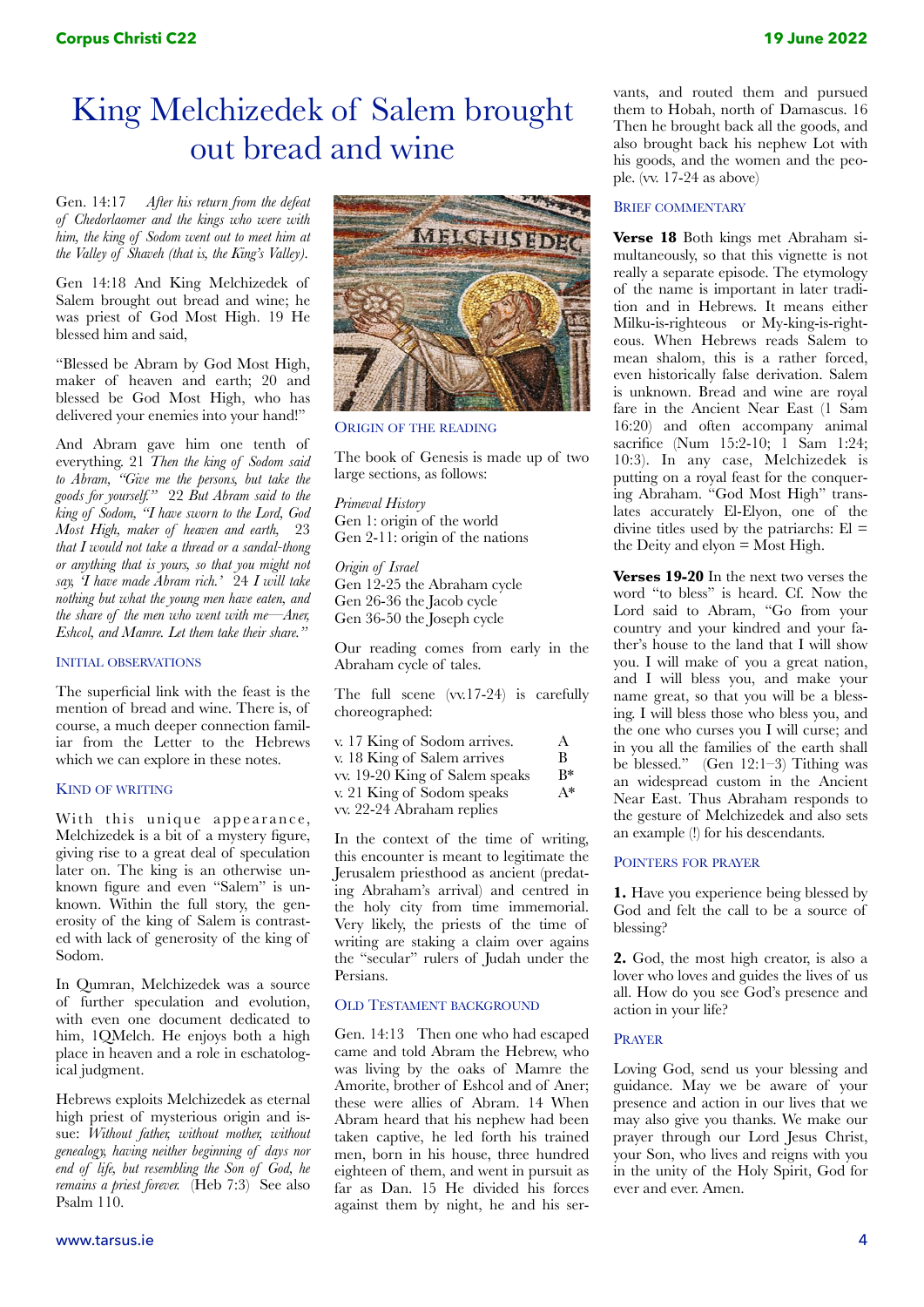# King Melchizedek of Salem brought out bread and wine

Gen. 14:17 *After his return from the defeat of Chedorlaomer and the kings who were with him, the king of Sodom went out to meet him at the Valley of Shaveh (that is, the King's Valley).*

Gen 14:18 And King Melchizedek of Salem brought out bread and wine; he was priest of God Most High. 19 He blessed him and said,

"Blessed be Abram by God Most High, maker of heaven and earth; 20 and blessed be God Most High, who has delivered your enemies into your hand!"

And Abram gave him one tenth of everything. 21 *Then the king of Sodom said to Abram, "Give me the persons, but take the goods for yourself."* 22 *But Abram said to the king of Sodom, "I have sworn to the Lord, God Most High, maker of heaven and earth,* 23 *that I would not take a thread or a sandal-thong or anything that is yours, so that you might not say, 'I have made Abram rich.'* 24 *I will take nothing but what the young men have eaten, and the share of the men who went with me—Aner, Eshcol, and Mamre. Let them take their share."*

### Initial observations

The superficial link with the feast is the mention of bread and wine. There is, of course, a much deeper connection familiar from the Letter to the Hebrews which we can explore in these notes.

### Kind of writing

With this unique appearance, Melchizedek is a bit of a mystery figure, giving rise to a great deal of speculation later on. The king is an otherwise unknown figure and even "Salem" is unknown. Within the full story, the generosity of the king of Salem is contrasted with lack of generosity of the king of Sodom.

In Qumran, Melchizedek was a source of further speculation and evolution, with even one document dedicated to him, 1QMelch. He enjoys both a high place in heaven and a role in eschatological judgment.

Hebrews exploits Melchizedek as eternal high priest of mysterious origin and issue: *Without father, without mother, without genealogy, having neither beginning of days nor end of life, but resembling the Son of God, he remains a priest forever.* (Heb 7:3) See also Psalm 110.

### Origin of the reading

The book of Genesis is made up of two large sections, as follows:

*Primeval History*
Gen 1: origin of the world
Gen 2-11: origin of the nations

*Origin of Israel*
Gen 12-25 the Abraham cycle
Gen 26-36 the Jacob cycle
Gen 36-50 the Joseph cycle

Our reading comes from early in the Abraham cycle of tales.

The full scene (vv.17-24) is carefully choreographed:

| | |
|---|---|
| v. 17 King of Sodom arrives. | A |
| v. 18 King of Salem arrives | B |
| vv. 19-20 King of Salem speaks | B* |
| v. 21 King of Sodom speaks | A* |
| vv. 22-24 Abraham replies | |

In the context of the time of writing, this encounter is meant to legitimate the Jerusalem priesthood as ancient (predating Abraham's arrival) and centred in the holy city from time immemorial. Very likely, the priests of the time of writing are staking a claim over agains the "secular" rulers of Judah under the Persians.

### Old Testament background

Gen. 14:13 Then one who had escaped came and told Abram the Hebrew, who was living by the oaks of Mamre the Amorite, brother of Eshcol and of Aner; these were allies of Abram. 14 When Abram heard that his nephew had been taken captive, he led forth his trained men, born in his house, three hundred eighteen of them, and went in pursuit as far as Dan. 15 He divided his forces against them by night, he and his servants, and routed them and pursued them to Hobah, north of Damascus. 16 Then he brought back all the goods, and also brought back his nephew Lot with his goods, and the women and the people. (vv. 17-24 as above)

### Brief commentary

**Verse 18** Both kings met Abraham simultaneously, so that this vignette is not really a separate episode. The etymology of the name is important in later tradition and in Hebrews. It means either Milku-is-righteous or My-king-is-righteous. When Hebrews reads Salem to mean shalom, this is a rather forced, even historically false derivation. Salem is unknown. Bread and wine are royal fare in the Ancient Near East (1 Sam 16:20) and often accompany animal sacrifice (Num 15:2-10; 1 Sam 1:24; 10:3). In any case, Melchizedek is putting on a royal feast for the conquering Abraham. "God Most High" translates accurately El-Elyon, one of the divine titles used by the patriarchs: El = the Deity and elyon = Most High.

**Verses 19-20** In the next two verses the word "to bless" is heard. Cf. Now the Lord said to Abram, "Go from your country and your kindred and your father's house to the land that I will show you. I will make of you a great nation, and I will bless you, and make your name great, so that you will be a blessing. I will bless those who bless you, and the one who curses you I will curse; and in you all the families of the earth shall be blessed." (Gen 12:1–3) Tithing was an widespread custom in the Ancient Near East. Thus Abraham responds to the gesture of Melchizedek and also sets an example (!) for his descendants.

### Pointers for prayer

**1.** Have you experience being blessed by God and felt the call to be a source of blessing?

**2.** God, the most high creator, is also a lover who loves and guides the lives of us all. How do you see God's presence and action in your life?

### Prayer

Loving God, send us your blessing and guidance. May we be aware of your presence and action in our lives that we may also give you thanks. We make our prayer through our Lord Jesus Christ, your Son, who lives and reigns with you in the unity of the Holy Spirit, God for ever and ever. Amen.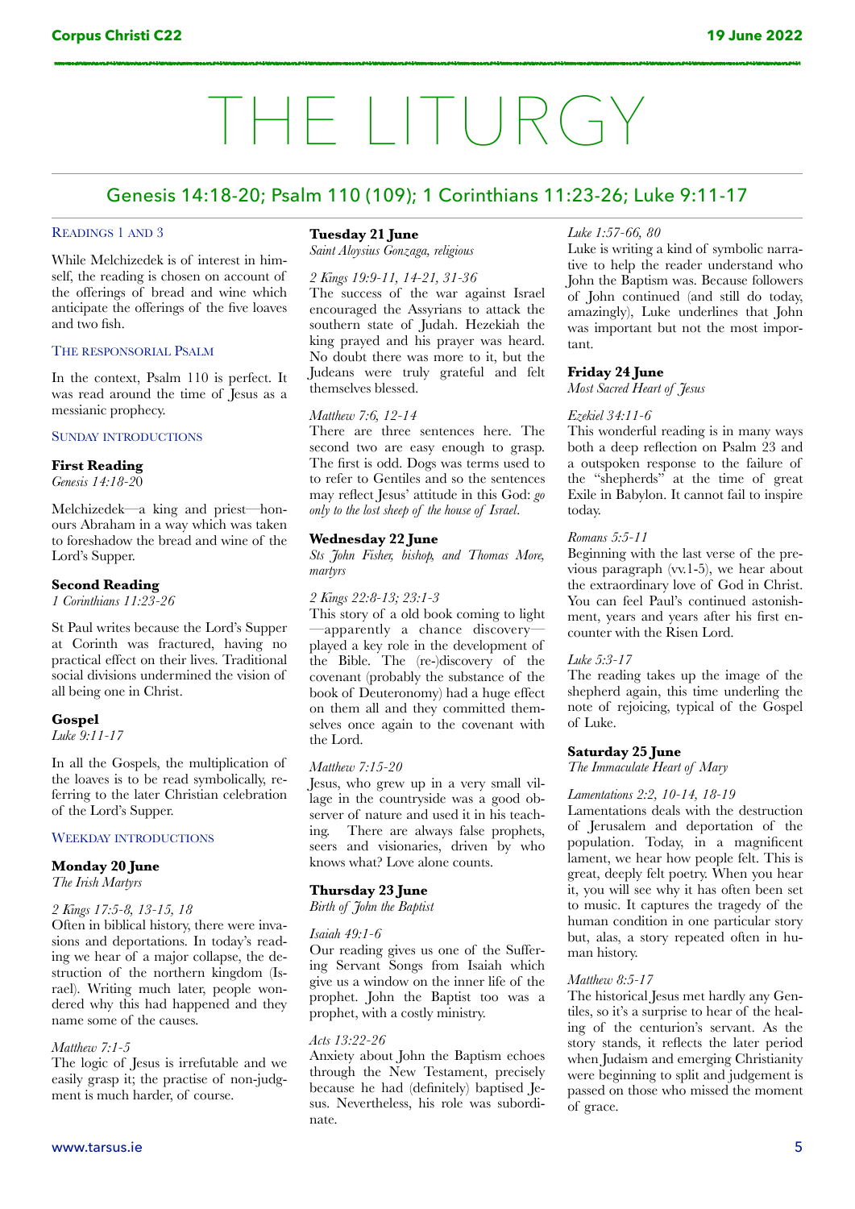# THE LITURGY

## Genesis 14:18-20; Psalm 110 (109); 1 Corinthians 11:23-26; Luke 9:11-17

### Readings 1 and 3

While Melchizedek is of interest in himself, the reading is chosen on account of the offerings of bread and wine which anticipate the offerings of the five loaves and two fish.

### The responsorial Psalm

In the context, Psalm 110 is perfect. It was read around the time of Jesus as a messianic prophecy.

### Sunday introductions

**First Reading**
*Genesis 14:18-20*

Melchizedek—a king and priest—honours Abraham in a way which was taken to foreshadow the bread and wine of the Lord's Supper.

**Second Reading**
*1 Corinthians 11:23-26*

St Paul writes because the Lord's Supper at Corinth was fractured, having no practical effect on their lives. Traditional social divisions undermined the vision of all being one in Christ.

**Gospel**
*Luke 9:11-17*

In all the Gospels, the multiplication of the loaves is to be read symbolically, referring to the later Christian celebration of the Lord's Supper.

### Weekday introductions

**Monday 20 June**
*The Irish Martyrs*

*2 Kings 17:5-8, 13-15, 18*
Often in biblical history, there were invasions and deportations. In today's reading we hear of a major collapse, the destruction of the northern kingdom (Israel). Writing much later, people wondered why this had happened and they name some of the causes.

*Matthew 7:1-5*
The logic of Jesus is irrefutable and we easily grasp it; the practise of non-judgment is much harder, of course.

**Tuesday 21 June**
*Saint Aloysius Gonzaga, religious*

*2 Kings 19:9-11, 14-21, 31-36*
The success of the war against Israel encouraged the Assyrians to attack the southern state of Judah. Hezekiah the king prayed and his prayer was heard. No doubt there was more to it, but the Judeans were truly grateful and felt themselves blessed.

*Matthew 7:6, 12-14*
There are three sentences here. The second two are easy enough to grasp. The first is odd. Dogs was terms used to to refer to Gentiles and so the sentences may reflect Jesus' attitude in this God: *go only to the lost sheep of the house of Israel*.

**Wednesday 22 June**
*Sts John Fisher, bishop, and Thomas More, martyrs*

*2 Kings 22:8-13; 23:1-3*
This story of a old book coming to light—apparently a chance discovery—played a key role in the development of the Bible. The (re-)discovery of the covenant (probably the substance of the book of Deuteronomy) had a huge effect on them all and they committed themselves once again to the covenant with the Lord.

*Matthew 7:15-20*
Jesus, who grew up in a very small village in the countryside was a good observer of nature and used it in his teaching. There are always false prophets, seers and visionaries, driven by who knows what? Love alone counts.

**Thursday 23 June**
*Birth of John the Baptist*

*Isaiah 49:1-6*
Our reading gives us one of the Suffering Servant Songs from Isaiah which give us a window on the inner life of the prophet. John the Baptist too was a prophet, with a costly ministry.

*Acts 13:22-26*
Anxiety about John the Baptism echoes through the New Testament, precisely because he had (definitely) baptised Jesus. Nevertheless, his role was subordinate.

*Luke 1:57-66, 80*
Luke is writing a kind of symbolic narrative to help the reader understand who John the Baptism was. Because followers of John continued (and still do today, amazingly), Luke underlines that John was important but not the most important.

**Friday 24 June**
*Most Sacred Heart of Jesus*

*Ezekiel 34:11-6*
This wonderful reading is in many ways both a deep reflection on Psalm 23 and a outspoken response to the failure of the "shepherds" at the time of great Exile in Babylon. It cannot fail to inspire today.

*Romans 5:5-11*
Beginning with the last verse of the previous paragraph (vv.1-5), we hear about the extraordinary love of God in Christ. You can feel Paul's continued astonishment, years and years after his first encounter with the Risen Lord.

*Luke 5:3-17*
The reading takes up the image of the shepherd again, this time underling the note of rejoicing, typical of the Gospel of Luke.

**Saturday 25 June**
*The Immaculate Heart of Mary*

*Lamentations 2:2, 10-14, 18-19*
Lamentations deals with the destruction of Jerusalem and deportation of the population. Today, in a magnificent lament, we hear how people felt. This is great, deeply felt poetry. When you hear it, you will see why it has often been set to music. It captures the tragedy of the human condition in one particular story but, alas, a story repeated often in human history.

*Matthew 8:5-17*
The historical Jesus met hardly any Gentiles, so it's a surprise to hear of the healing of the centurion's servant. As the story stands, it reflects the later period when Judaism and emerging Christianity were beginning to split and judgement is passed on those who missed the moment of grace.